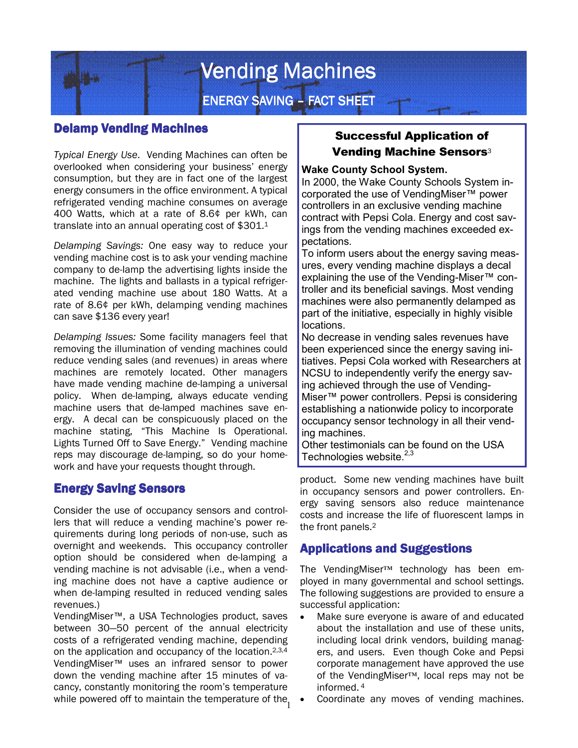# Vending Machines

## ENERGY SAVING – FACT SHEET

## Delamp Vending Machines

*Typical Energy Use*. Vending Machines can often be overlooked when considering your business' energy consumption, but they are in fact one of the largest energy consumers in the office environment. A typical refrigerated vending machine consumes on average 400 Watts, which at a rate of 8.6¢ per kWh, can translate into an annual operating cost of $301.[1]

*Delamping Savings:* One easy way to reduce your vending machine cost is to ask your vending machine company to de-lamp the advertising lights inside the machine. The lights and ballasts in a typical refrigerated vending machine use about 180 Watts. At a rate of 8.6¢ per kWh, delamping vending machines can save $136 every year!

*Delamping Issues:* Some facility managers feel that removing the illumination of vending machines could reduce vending sales (and revenues) in areas where machines are remotely located. Other managers have made vending machine de-lamping a universal policy. When de-lamping, always educate vending machine users that de-lamped machines save energy. A decal can be conspicuously placed on the machine stating, "This Machine Is Operational. Lights Turned Off to Save Energy." Vending machine reps may discourage de-lamping, so do your homework and have your requests thought through.

## Energy Saving Sensors

Consider the use of occupancy sensors and controllers that will reduce a vending machine's power requirements during long periods of non-use, such as overnight and weekends. This occupancy controller option should be considered when de-lamping a vending machine is not advisable (i.e., when a vending machine does not have a captive audience or when de-lamping resulted in reduced vending sales revenues.)

VendingMiser™, a USA Technologies product, saves between 30—50 percent of the annual electricity costs of a refrigerated vending machine, depending on the application and occupancy of the location.[2,3,4] VendingMiser™ uses an infrared sensor to power down the vending machine after 15 minutes of vacancy, constantly monitoring the room's temperature while powered off to maintain the temperature of the product. Some new vending machines have built in occupancy sensors and power controllers. Energy saving sensors also reduce maintenance costs and increase the life of fluorescent lamps in the front panels.[2]

### Successful Application of Vending Machine Sensors[3]

**Wake County School System.**
In 2000, the Wake County Schools System incorporated the use of VendingMiser™ power controllers in an exclusive vending machine contract with Pepsi Cola. Energy and cost savings from the vending machines exceeded expectations.

To inform users about the energy saving measures, every vending machine displays a decal explaining the use of the Vending-Miser™ controller and its beneficial savings. Most vending machines were also permanently delamped as part of the initiative, especially in highly visible locations.

No decrease in vending sales revenues have been experienced since the energy saving initiatives. Pepsi Cola worked with Researchers at NCSU to independently verify the energy saving achieved through the use of Vending-Miser™ power controllers. Pepsi is considering establishing a nationwide policy to incorporate occupancy sensor technology in all their vending machines.

Other testimonials can be found on the USA Technologies website.[2,3]

## Applications and Suggestions

The VendingMiser™ technology has been employed in many governmental and school settings. The following suggestions are provided to ensure a successful application:

- Make sure everyone is aware of and educated about the installation and use of these units, including local drink vendors, building managers, and users. Even though Coke and Pepsi corporate management have approved the use of the VendingMiser™, local reps may not be informed.[4]
- Coordinate any moves of vending machines.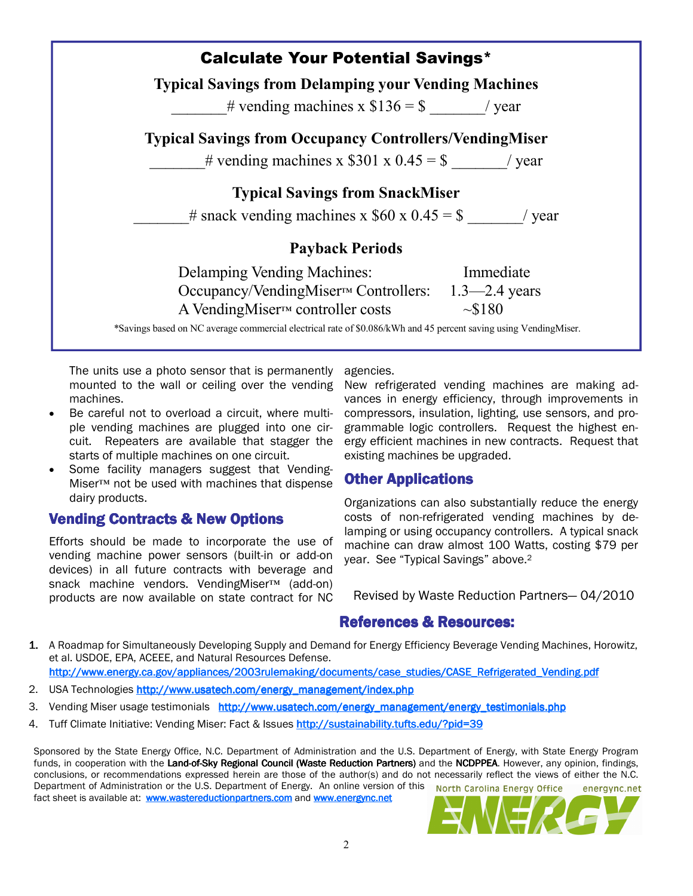## Calculate Your Potential Savings*

### Typical Savings from Delamping your Vending Machines

_______# vending machines x $136 = $ _______/ year

### Typical Savings from Occupancy Controllers/VendingMiser

_______# vending machines x $301 x 0.45 = $ _______/ year

### Typical Savings from SnackMiser

_______# snack vending machines x $60 x 0.45 = $ _______/ year

### Payback Periods

| | |
|---|---|
| Delamping Vending Machines: | Immediate |
| Occupancy/VendingMiser™ Controllers: | 1.3—2.4 years |
| A VendingMiser™ controller costs | ~$180 |

*Savings based on NC average commercial electrical rate of $0.086/kWh and 45 percent saving using VendingMiser.

The units use a photo sensor that is permanently mounted to the wall or ceiling over the vending machines.

- Be careful not to overload a circuit, where multiple vending machines are plugged into one circuit. Repeaters are available that stagger the starts of multiple machines on one circuit.
- Some facility managers suggest that VendingMiser™ not be used with machines that dispense dairy products.

## Vending Contracts & New Options

Efforts should be made to incorporate the use of vending machine power sensors (built-in or add-on devices) in all future contracts with beverage and snack machine vendors. VendingMiser™ (add-on) products are now available on state contract for NC agencies.

New refrigerated vending machines are making advances in energy efficiency, through improvements in compressors, insulation, lighting, use sensors, and programmable logic controllers. Request the highest energy efficient machines in new contracts. Request that existing machines be upgraded.

## Other Applications

Organizations can also substantially reduce the energy costs of non-refrigerated vending machines by delamping or using occupancy controllers. A typical snack machine can draw almost 100 Watts, costing $79 per year. See "Typical Savings" above.[2]

Revised by Waste Reduction Partners— 04/2010

## References & Resources:

1. A Roadmap for Simultaneously Developing Supply and Demand for Energy Efficiency Beverage Vending Machines, Horowitz, et al. USDOE, EPA, ACEEE, and Natural Resources Defense. http://www.energy.ca.gov/appliances/2003rulemaking/documents/case_studies/CASE_Refrigerated_Vending.pdf
2. USA Technologies http://www.usatech.com/energy_management/index.php
3. Vending Miser usage testimonials http://www.usatech.com/energy_management/energy_testimonials.php
4. Tuff Climate Initiative: Vending Miser: Fact & Issues http://sustainability.tufts.edu/?pid=39

Sponsored by the State Energy Office, N.C. Department of Administration and the U.S. Department of Energy, with State Energy Program funds, in cooperation with the Land-of-Sky Regional Council (Waste Reduction Partners) and the NCDPPEA. However, any opinion, findings, conclusions, or recommendations expressed herein are those of the author(s) and do not necessarily reflect the views of either the N.C. Department of Administration or the U.S. Department of Energy. An online version of this fact sheet is available at: www.wastereductionpartners.com and www.energync.net

North Carolina Energy Office energync.net

ENERGY